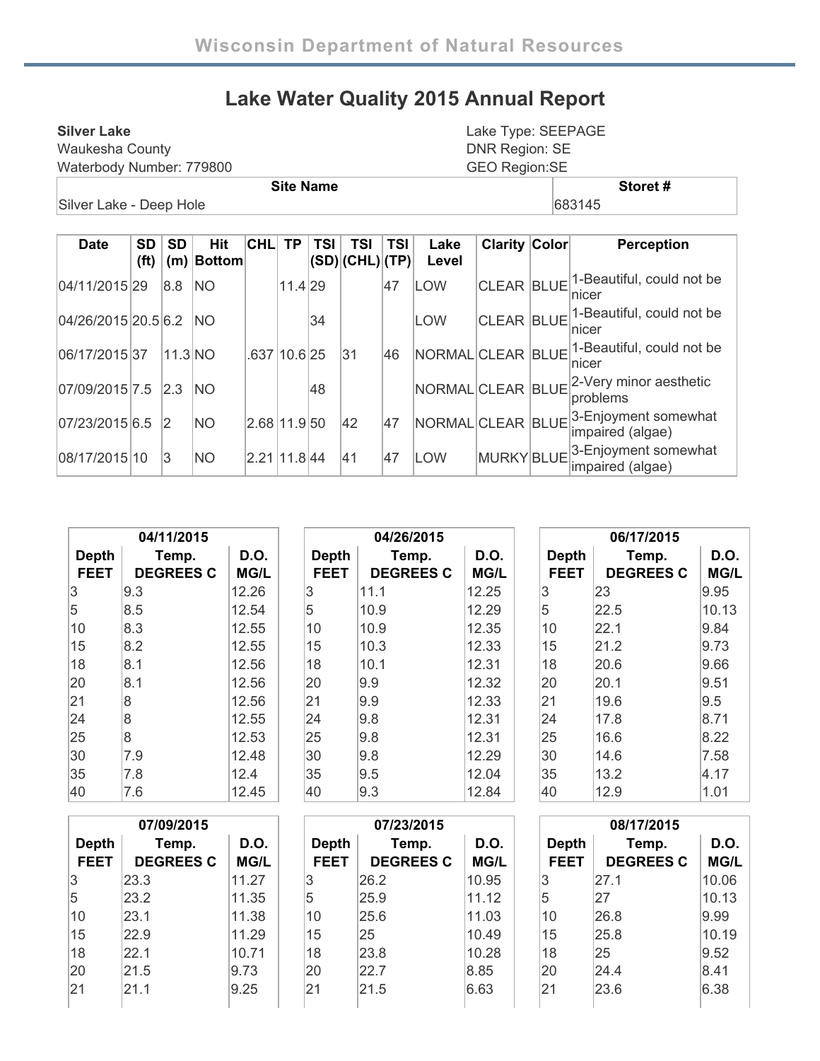Wisconsin Department of Natural Resources

# Lake Water Quality 2015 Annual Report

**Silver Lake**
Waukesha County
Waterbody Number: 779800

Lake Type: SEEPAGE
DNR Region: SE
GEO Region:SE

| Site Name | Storet # |
|---|---|
| Silver Lake - Deep Hole | 683145 |

| Date | SD (ft) | SD (m) | Hit Bottom | CHL | TP | TSI (SD) | TSI (CHL) | TSI (TP) | Lake Level | Clarity | Color | Perception |
|---|---|---|---|---|---|---|---|---|---|---|---|---|
| 04/11/2015 | 29 | 8.8 | NO | | 11.4 | 29 | | 47 | LOW | CLEAR | BLUE | 1-Beautiful, could not be nicer |
| 04/26/2015 | 20.5 | 6.2 | NO | | | 34 | | | LOW | CLEAR | BLUE | 1-Beautiful, could not be nicer |
| 06/17/2015 | 37 | 11.3 | NO | .637 | 10.6 | 25 | 31 | 46 | NORMAL | CLEAR | BLUE | 1-Beautiful, could not be nicer |
| 07/09/2015 | 7.5 | 2.3 | NO | | | 48 | | | NORMAL | CLEAR | BLUE | 2-Very minor aesthetic problems |
| 07/23/2015 | 6.5 | 2 | NO | 2.68 | 11.9 | 50 | 42 | 47 | NORMAL | CLEAR | BLUE | 3-Enjoyment somewhat impaired (algae) |
| 08/17/2015 | 10 | 3 | NO | 2.21 | 11.8 | 44 | 41 | 47 | LOW | MURKY | BLUE | 3-Enjoyment somewhat impaired (algae) |

| 04/11/2015 | | |
|---|---|---|
| Depth FEET | Temp. DEGREES C | D.O. MG/L |
| 3 | 9.3 | 12.26 |
| 5 | 8.5 | 12.54 |
| 10 | 8.3 | 12.55 |
| 15 | 8.2 | 12.55 |
| 18 | 8.1 | 12.56 |
| 20 | 8.1 | 12.56 |
| 21 | 8 | 12.56 |
| 24 | 8 | 12.55 |
| 25 | 8 | 12.53 |
| 30 | 7.9 | 12.48 |
| 35 | 7.8 | 12.4 |
| 40 | 7.6 | 12.45 |

| 04/26/2015 | | |
|---|---|---|
| Depth FEET | Temp. DEGREES C | D.O. MG/L |
| 3 | 11.1 | 12.25 |
| 5 | 10.9 | 12.29 |
| 10 | 10.9 | 12.35 |
| 15 | 10.3 | 12.33 |
| 18 | 10.1 | 12.31 |
| 20 | 9.9 | 12.32 |
| 21 | 9.9 | 12.33 |
| 24 | 9.8 | 12.31 |
| 25 | 9.8 | 12.31 |
| 30 | 9.8 | 12.29 |
| 35 | 9.5 | 12.04 |
| 40 | 9.3 | 12.84 |

| 06/17/2015 | | |
|---|---|---|
| Depth FEET | Temp. DEGREES C | D.O. MG/L |
| 3 | 23 | 9.95 |
| 5 | 22.5 | 10.13 |
| 10 | 22.1 | 9.84 |
| 15 | 21.2 | 9.73 |
| 18 | 20.6 | 9.66 |
| 20 | 20.1 | 9.51 |
| 21 | 19.6 | 9.5 |
| 24 | 17.8 | 8.71 |
| 25 | 16.6 | 8.22 |
| 30 | 14.6 | 7.58 |
| 35 | 13.2 | 4.17 |
| 40 | 12.9 | 1.01 |

| 07/09/2015 | | |
|---|---|---|
| Depth FEET | Temp. DEGREES C | D.O. MG/L |
| 3 | 23.3 | 11.27 |
| 5 | 23.2 | 11.35 |
| 10 | 23.1 | 11.38 |
| 15 | 22.9 | 11.29 |
| 18 | 22.1 | 10.71 |
| 20 | 21.5 | 9.73 |
| 21 | 21.1 | 9.25 |

| 07/23/2015 | | |
|---|---|---|
| Depth FEET | Temp. DEGREES C | D.O. MG/L |
| 3 | 26.2 | 10.95 |
| 5 | 25.9 | 11.12 |
| 10 | 25.6 | 11.03 |
| 15 | 25 | 10.49 |
| 18 | 23.8 | 10.28 |
| 20 | 22.7 | 8.85 |
| 21 | 21.5 | 6.63 |

| 08/17/2015 | | |
|---|---|---|
| Depth FEET | Temp. DEGREES C | D.O. MG/L |
| 3 | 27.1 | 10.06 |
| 5 | 27 | 10.13 |
| 10 | 26.8 | 9.99 |
| 15 | 25.8 | 10.19 |
| 18 | 25 | 9.52 |
| 20 | 24.4 | 8.41 |
| 21 | 23.6 | 6.38 |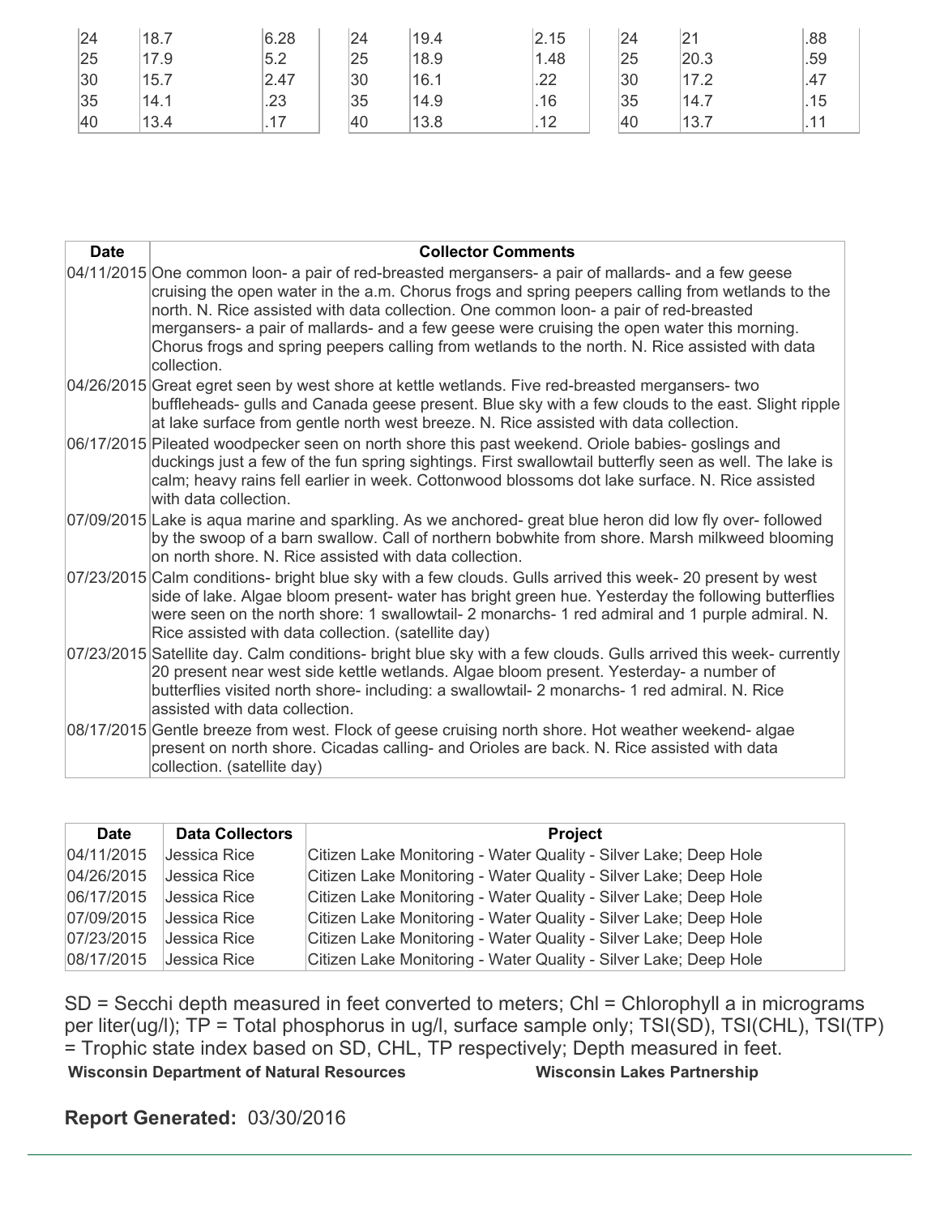| | | | | | | | | |
|---|---|---|---|---|---|---|---|---|
| 24 | 18.7 | 6.28 | 24 | 19.4 | 2.15 | 24 | 21 | .88 |
| 25 | 17.9 | 5.2 | 25 | 18.9 | 1.48 | 25 | 20.3 | .59 |
| 30 | 15.7 | 2.47 | 30 | 16.1 | .22 | 30 | 17.2 | .47 |
| 35 | 14.1 | .23 | 35 | 14.9 | .16 | 35 | 14.7 | .15 |
| 40 | 13.4 | .17 | 40 | 13.8 | .12 | 40 | 13.7 | .11 |

| Date | Collector Comments |
|---|---|
| 04/11/2015 | One common loon- a pair of red-breasted mergansers- a pair of mallards- and a few geese cruising the open water in the a.m. Chorus frogs and spring peepers calling from wetlands to the north. N. Rice assisted with data collection. One common loon- a pair of red-breasted mergansers- a pair of mallards- and a few geese were cruising the open water this morning. Chorus frogs and spring peepers calling from wetlands to the north. N. Rice assisted with data collection. |
| 04/26/2015 | Great egret seen by west shore at kettle wetlands. Five red-breasted mergansers- two buffleheads- gulls and Canada geese present. Blue sky with a few clouds to the east. Slight ripple at lake surface from gentle north west breeze. N. Rice assisted with data collection. |
| 06/17/2015 | Pileated woodpecker seen on north shore this past weekend. Oriole babies- goslings and duckings just a few of the fun spring sightings. First swallowtail butterfly seen as well. The lake is calm; heavy rains fell earlier in week. Cottonwood blossoms dot lake surface. N. Rice assisted with data collection. |
| 07/09/2015 | Lake is aqua marine and sparkling. As we anchored- great blue heron did low fly over- followed by the swoop of a barn swallow. Call of northern bobwhite from shore. Marsh milkweed blooming on north shore. N. Rice assisted with data collection. |
| 07/23/2015 | Calm conditions- bright blue sky with a few clouds. Gulls arrived this week- 20 present by west side of lake. Algae bloom present- water has bright green hue. Yesterday the following butterflies were seen on the north shore: 1 swallowtail- 2 monarchs- 1 red admiral and 1 purple admiral. N. Rice assisted with data collection. (satellite day) |
| 07/23/2015 | Satellite day. Calm conditions- bright blue sky with a few clouds. Gulls arrived this week- currently 20 present near west side kettle wetlands. Algae bloom present. Yesterday- a number of butterflies visited north shore- including: a swallowtail- 2 monarchs- 1 red admiral. N. Rice assisted with data collection. |
| 08/17/2015 | Gentle breeze from west. Flock of geese cruising north shore. Hot weather weekend- algae present on north shore. Cicadas calling- and Orioles are back. N. Rice assisted with data collection. (satellite day) |

| Date | Data Collectors | Project |
|---|---|---|
| 04/11/2015 | Jessica Rice | Citizen Lake Monitoring - Water Quality - Silver Lake; Deep Hole |
| 04/26/2015 | Jessica Rice | Citizen Lake Monitoring - Water Quality - Silver Lake; Deep Hole |
| 06/17/2015 | Jessica Rice | Citizen Lake Monitoring - Water Quality - Silver Lake; Deep Hole |
| 07/09/2015 | Jessica Rice | Citizen Lake Monitoring - Water Quality - Silver Lake; Deep Hole |
| 07/23/2015 | Jessica Rice | Citizen Lake Monitoring - Water Quality - Silver Lake; Deep Hole |
| 08/17/2015 | Jessica Rice | Citizen Lake Monitoring - Water Quality - Silver Lake; Deep Hole |

SD = Secchi depth measured in feet converted to meters; Chl = Chlorophyll a in micrograms per liter(ug/l); TP = Total phosphorus in ug/l, surface sample only; TSI(SD), TSI(CHL), TSI(TP) = Trophic state index based on SD, CHL, TP respectively; Depth measured in feet.

**Wisconsin Department of Natural Resources** **Wisconsin Lakes Partnership**

**Report Generated:** 03/30/2016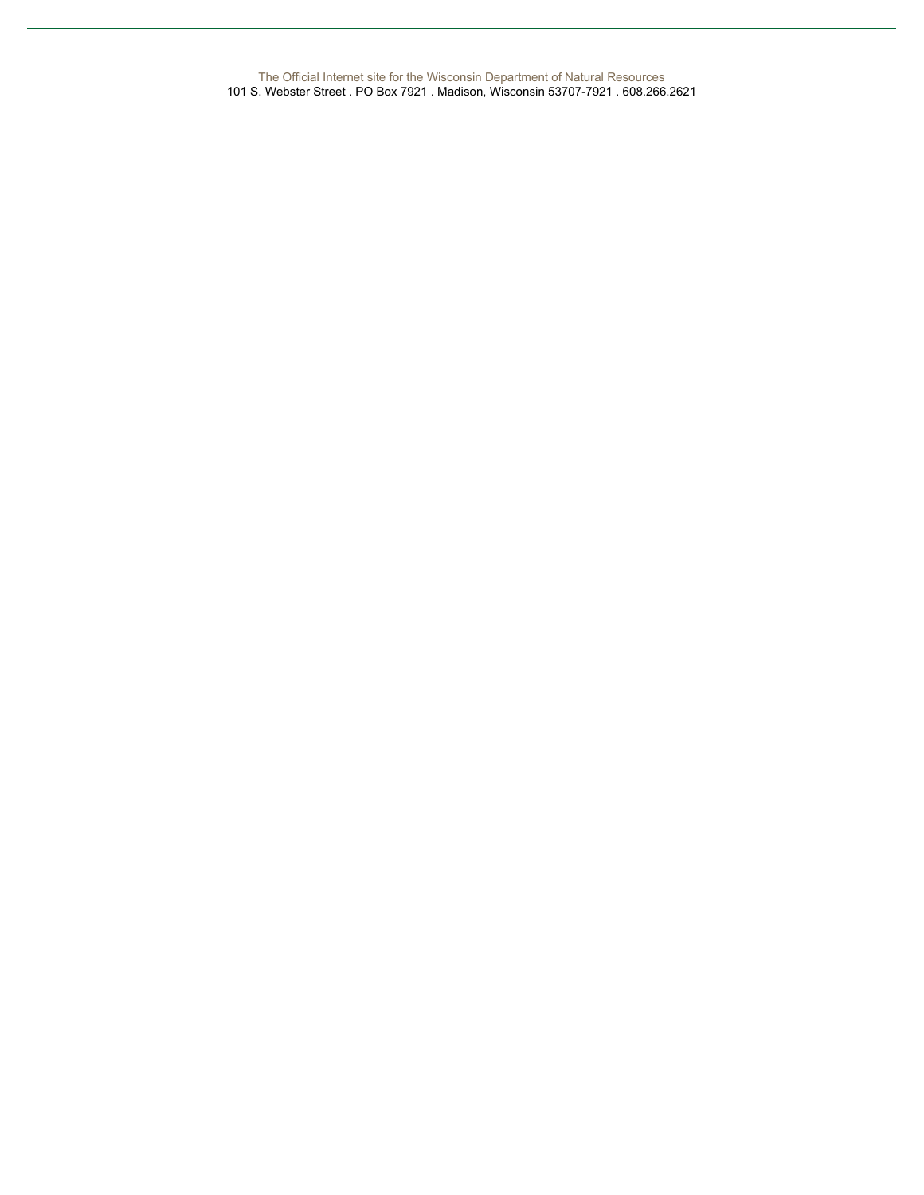The Official Internet site for the Wisconsin Department of Natural Resources
101 S. Webster Street . PO Box 7921 . Madison, Wisconsin 53707-7921 . 608.266.2621